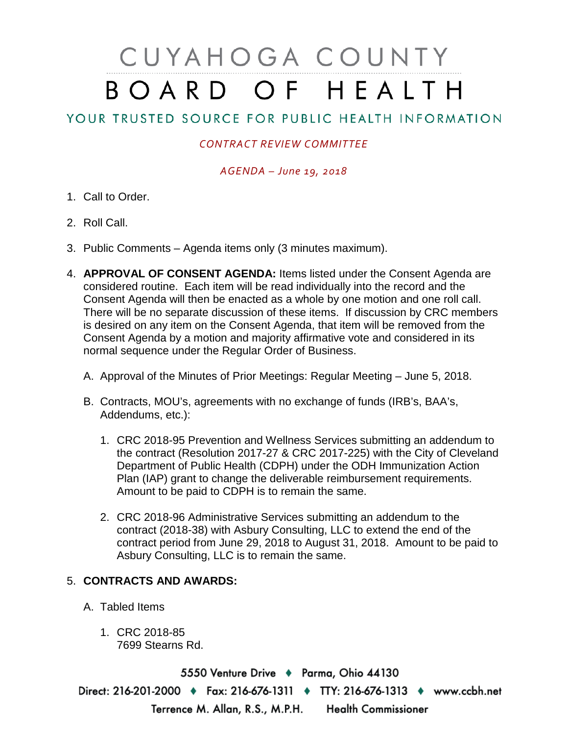# CUYAHOGA COUNTY BOARD OF HEALTH

## YOUR TRUSTED SOURCE FOR PUBLIC HEALTH INFORMATION

*CONTRACT REVIEW COMMITTEE*

*AGENDA – June 19, 2018*

1. Call to Order.

2. Roll Call.

3. Public Comments – Agenda items only (3 minutes maximum).

4. **APPROVAL OF CONSENT AGENDA:** Items listed under the Consent Agenda are considered routine. Each item will be read individually into the record and the Consent Agenda will then be enacted as a whole by one motion and one roll call. There will be no separate discussion of these items. If discussion by CRC members is desired on any item on the Consent Agenda, that item will be removed from the Consent Agenda by a motion and majority affirmative vote and considered in its normal sequence under the Regular Order of Business.

   A. Approval of the Minutes of Prior Meetings: Regular Meeting – June 5, 2018.

   B. Contracts, MOU's, agreements with no exchange of funds (IRB's, BAA's, Addendums, etc.):

      1. CRC 2018-95 Prevention and Wellness Services submitting an addendum to the contract (Resolution 2017-27 & CRC 2017-225) with the City of Cleveland Department of Public Health (CDPH) under the ODH Immunization Action Plan (IAP) grant to change the deliverable reimbursement requirements. Amount to be paid to CDPH is to remain the same.

      2. CRC 2018-96 Administrative Services submitting an addendum to the contract (2018-38) with Asbury Consulting, LLC to extend the end of the contract period from June 29, 2018 to August 31, 2018. Amount to be paid to Asbury Consulting, LLC is to remain the same.

5. **CONTRACTS AND AWARDS:**

   A. Tabled Items

      1. CRC 2018-85
         7699 Stearns Rd.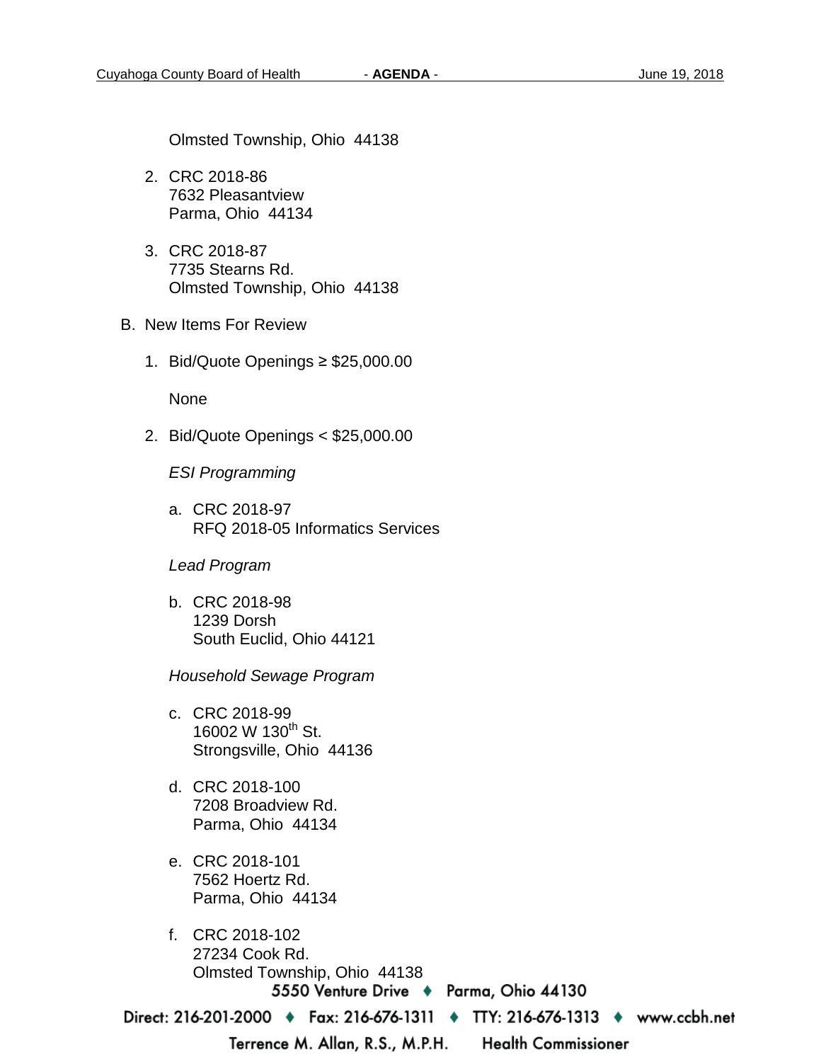Olmsted Township, Ohio 44138

2. CRC 2018-86
   7632 Pleasantview
   Parma, Ohio 44134

3. CRC 2018-87
   7735 Stearns Rd.
   Olmsted Township, Ohio 44138

B. New Items For Review

1. Bid/Quote Openings ≥ $25,000.00

   None

2. Bid/Quote Openings < $25,000.00

   *ESI Programming*

   a. CRC 2018-97
      RFQ 2018-05 Informatics Services

   *Lead Program*

   b. CRC 2018-98
      1239 Dorsh
      South Euclid, Ohio 44121

   *Household Sewage Program*

   c. CRC 2018-99
      16002 W 130th St.
      Strongsville, Ohio 44136

   d. CRC 2018-100
      7208 Broadview Rd.
      Parma, Ohio 44134

   e. CRC 2018-101
      7562 Hoertz Rd.
      Parma, Ohio 44134

   f. CRC 2018-102
      27234 Cook Rd.
      Olmsted Township, Ohio 44138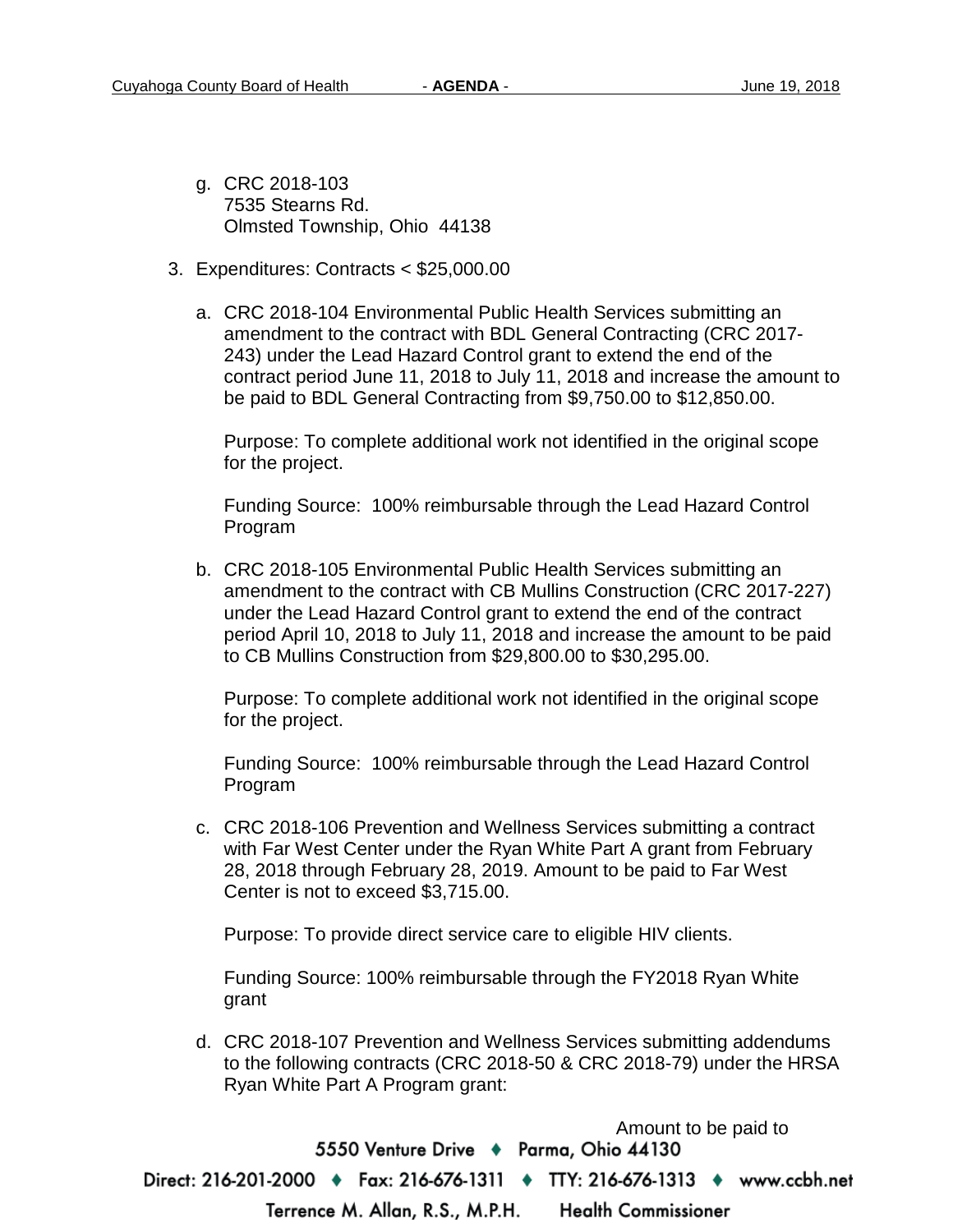g. CRC 2018-103
   7535 Stearns Rd.
   Olmsted Township, Ohio 44138

3. Expenditures: Contracts < $25,000.00

   a. CRC 2018-104 Environmental Public Health Services submitting an amendment to the contract with BDL General Contracting (CRC 2017-243) under the Lead Hazard Control grant to extend the end of the contract period June 11, 2018 to July 11, 2018 and increase the amount to be paid to BDL General Contracting from $9,750.00 to $12,850.00.

      Purpose: To complete additional work not identified in the original scope for the project.

      Funding Source: 100% reimbursable through the Lead Hazard Control Program

   b. CRC 2018-105 Environmental Public Health Services submitting an amendment to the contract with CB Mullins Construction (CRC 2017-227) under the Lead Hazard Control grant to extend the end of the contract period April 10, 2018 to July 11, 2018 and increase the amount to be paid to CB Mullins Construction from $29,800.00 to $30,295.00.

      Purpose: To complete additional work not identified in the original scope for the project.

      Funding Source: 100% reimbursable through the Lead Hazard Control Program

   c. CRC 2018-106 Prevention and Wellness Services submitting a contract with Far West Center under the Ryan White Part A grant from February 28, 2018 through February 28, 2019. Amount to be paid to Far West Center is not to exceed $3,715.00.

      Purpose: To provide direct service care to eligible HIV clients.

      Funding Source: 100% reimbursable through the FY2018 Ryan White grant

   d. CRC 2018-107 Prevention and Wellness Services submitting addendums to the following contracts (CRC 2018-50 & CRC 2018-79) under the HRSA Ryan White Part A Program grant:

      Amount to be paid to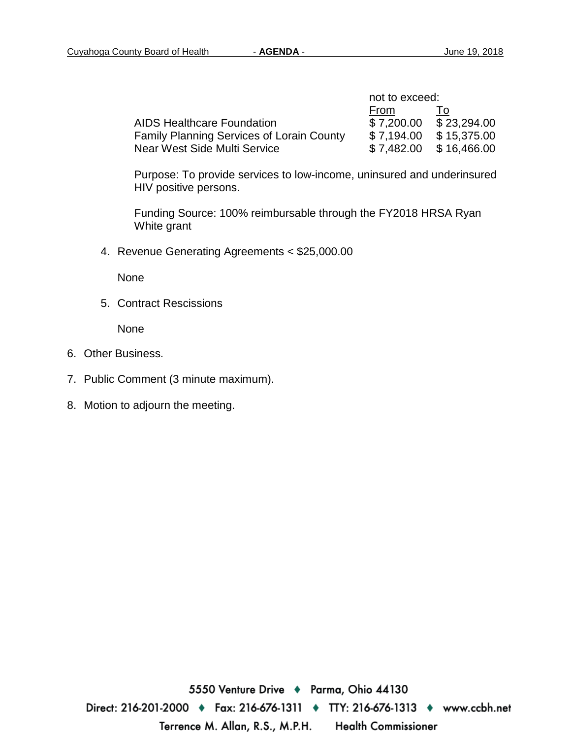| | not to exceed: From | To |
|---|---|---|
| AIDS Healthcare Foundation | $ 7,200.00 | $ 23,294.00 |
| Family Planning Services of Lorain County | $ 7,194.00 | $ 15,375.00 |
| Near West Side Multi Service | $ 7,482.00 | $ 16,466.00 |

Purpose: To provide services to low-income, uninsured and underinsured HIV positive persons.

Funding Source: 100% reimbursable through the FY2018 HRSA Ryan White grant

4. Revenue Generating Agreements < $25,000.00

   None

5. Contract Rescissions

   None

6. Other Business.

7. Public Comment (3 minute maximum).

8. Motion to adjourn the meeting.